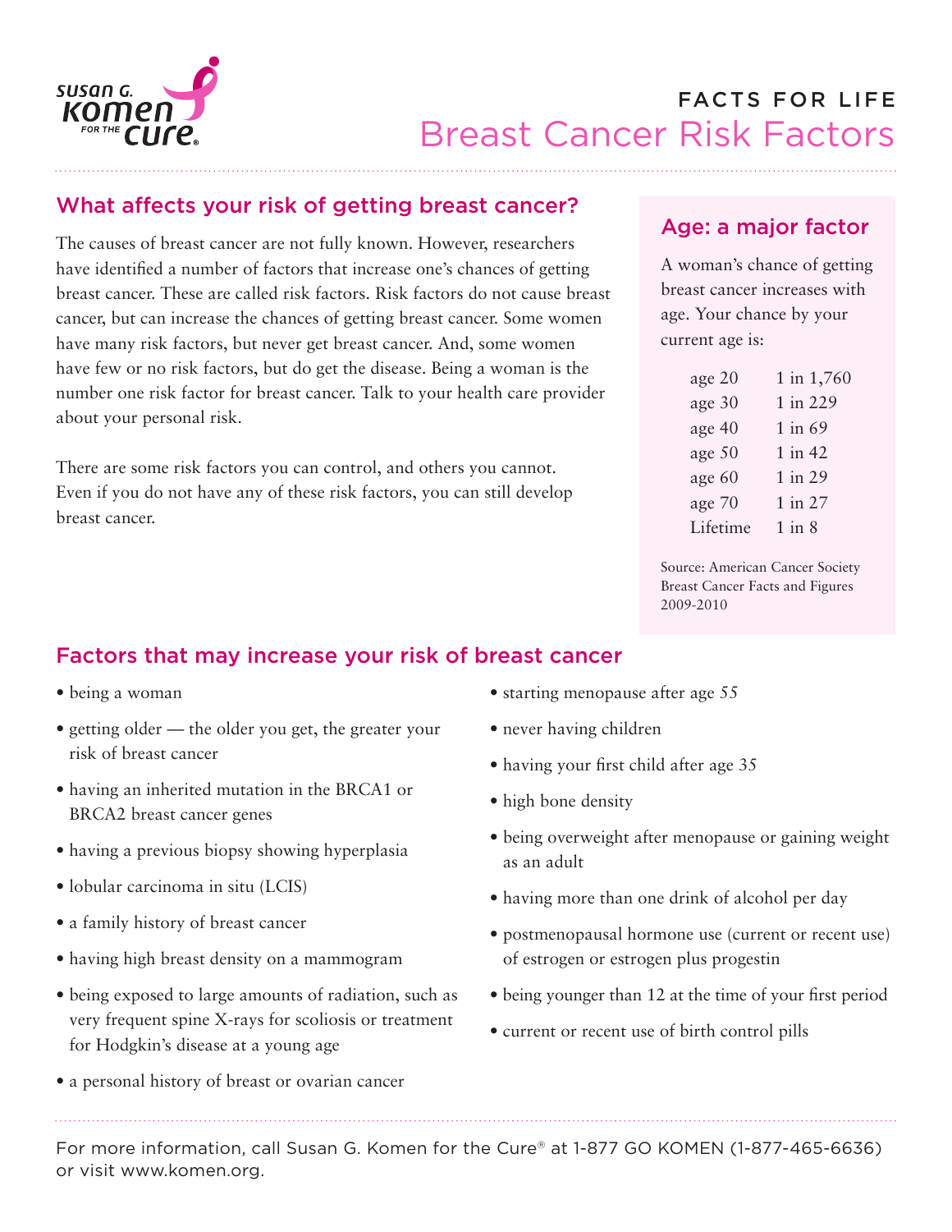SUSAN G. KOMEN FOR THE CURE®

# FACTS FOR LIFE
# Breast Cancer Risk Factors

## What affects your risk of getting breast cancer?

The causes of breast cancer are not fully known. However, researchers have identified a number of factors that increase one's chances of getting breast cancer. These are called risk factors. Risk factors do not cause breast cancer, but can increase the chances of getting breast cancer. Some women have many risk factors, but never get breast cancer. And, some women have few or no risk factors, but do get the disease. Being a woman is the number one risk factor for breast cancer. Talk to your health care provider about your personal risk.

There are some risk factors you can control, and others you cannot. Even if you do not have any of these risk factors, you can still develop breast cancer.

## Age: a major factor

A woman's chance of getting breast cancer increases with age. Your chance by your current age is:

| | |
|---|---|
| age 20 | 1 in 1,760 |
| age 30 | 1 in 229 |
| age 40 | 1 in 69 |
| age 50 | 1 in 42 |
| age 60 | 1 in 29 |
| age 70 | 1 in 27 |
| Lifetime | 1 in 8 |

Source: American Cancer Society Breast Cancer Facts and Figures 2009-2010

## Factors that may increase your risk of breast cancer

- being a woman
- getting older — the older you get, the greater your risk of breast cancer
- having an inherited mutation in the BRCA1 or BRCA2 breast cancer genes
- having a previous biopsy showing hyperplasia
- lobular carcinoma in situ (LCIS)
- a family history of breast cancer
- having high breast density on a mammogram
- being exposed to large amounts of radiation, such as very frequent spine X-rays for scoliosis or treatment for Hodgkin's disease at a young age
- a personal history of breast or ovarian cancer
- starting menopause after age 55
- never having children
- having your first child after age 35
- high bone density
- being overweight after menopause or gaining weight as an adult
- having more than one drink of alcohol per day
- postmenopausal hormone use (current or recent use) of estrogen or estrogen plus progestin
- being younger than 12 at the time of your first period
- current or recent use of birth control pills

For more information, call Susan G. Komen for the Cure® at 1-877 GO KOMEN (1-877-465-6636) or visit www.komen.org.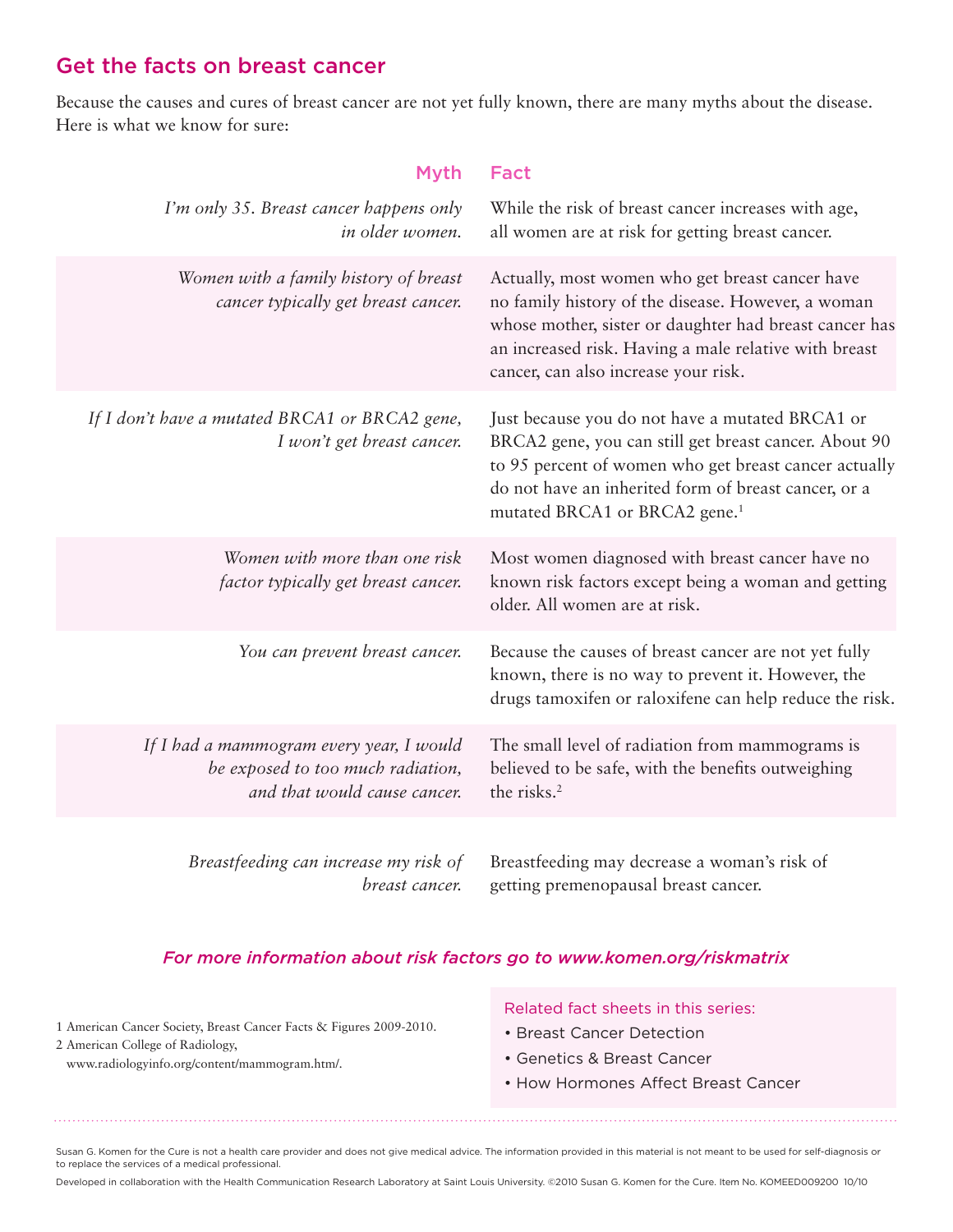## Get the facts on breast cancer

Because the causes and cures of breast cancer are not yet fully known, there are many myths about the disease. Here is what we know for sure:

| Myth | Fact |
| --- | --- |
| *I'm only 35. Breast cancer happens only in older women.* | While the risk of breast cancer increases with age, all women are at risk for getting breast cancer. |
| *Women with a family history of breast cancer typically get breast cancer.* | Actually, most women who get breast cancer have no family history of the disease. However, a woman whose mother, sister or daughter had breast cancer has an increased risk. Having a male relative with breast cancer, can also increase your risk. |
| *If I don't have a mutated BRCA1 or BRCA2 gene, I won't get breast cancer.* | Just because you do not have a mutated BRCA1 or BRCA2 gene, you can still get breast cancer. About 90 to 95 percent of women who get breast cancer actually do not have an inherited form of breast cancer, or a mutated BRCA1 or BRCA2 gene.[1] |
| *Women with more than one risk factor typically get breast cancer.* | Most women diagnosed with breast cancer have no known risk factors except being a woman and getting older. All women are at risk. |
| *You can prevent breast cancer.* | Because the causes of breast cancer are not yet fully known, there is no way to prevent it. However, the drugs tamoxifen or raloxifene can help reduce the risk. |
| *If I had a mammogram every year, I would be exposed to too much radiation, and that would cause cancer.* | The small level of radiation from mammograms is believed to be safe, with the benefits outweighing the risks.[2] |
| *Breastfeeding can increase my risk of breast cancer.* | Breastfeeding may decrease a woman's risk of getting premenopausal breast cancer. |

*For more information about risk factors go to www.komen.org/riskmatrix*

1 American Cancer Society, Breast Cancer Facts & Figures 2009-2010.
2 American College of Radiology, www.radiologyinfo.org/content/mammogram.htm/.

Related fact sheets in this series:

- Breast Cancer Detection
- Genetics & Breast Cancer
- How Hormones Affect Breast Cancer

Susan G. Komen for the Cure is not a health care provider and does not give medical advice. The information provided in this material is not meant to be used for self-diagnosis or to replace the services of a medical professional.

Developed in collaboration with the Health Communication Research Laboratory at Saint Louis University. ©2010 Susan G. Komen for the Cure. Item No. KOMEED009200 10/10